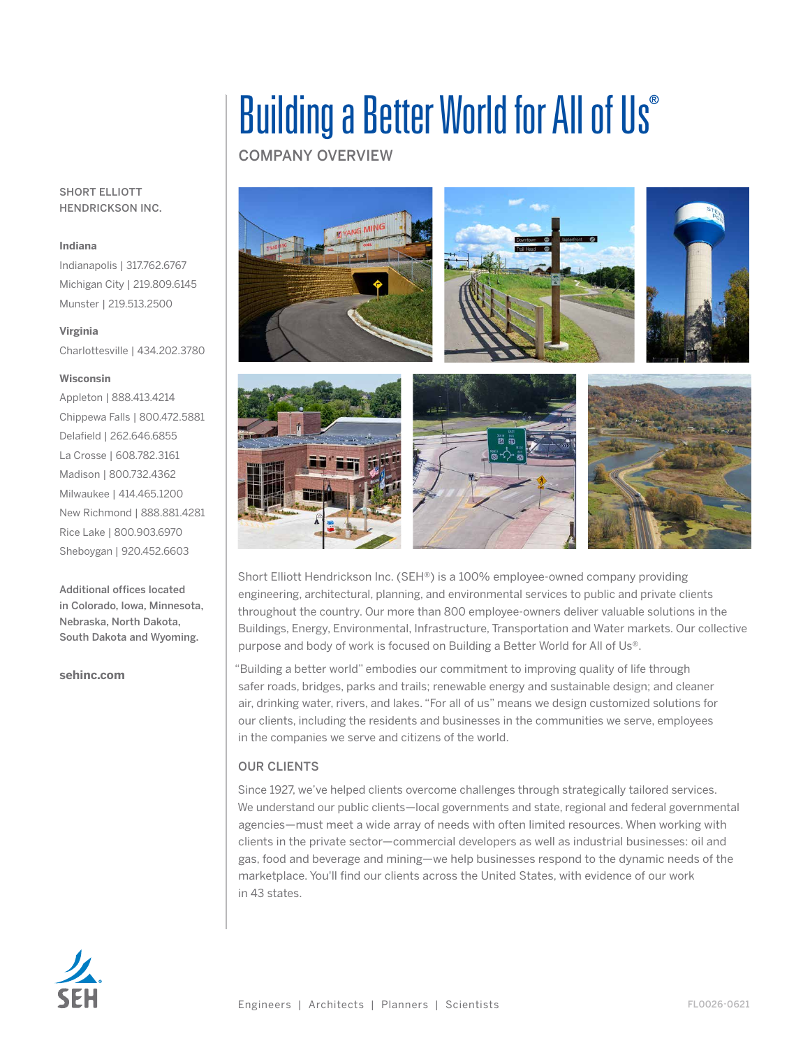# Building a Better World for All of Us®

## COMPANY OVERVIEW

SHORT ELLIOTT HENDRICKSON INC.

**Indiana**

Indianapolis | 317.762.6767
Michigan City | 219.809.6145
Munster | 219.513.2500

**Virginia**

Charlottesville | 434.202.3780

**Wisconsin**

Appleton | 888.413.4214
Chippewa Falls | 800.472.5881
Delafield | 262.646.6855
La Crosse | 608.782.3161
Madison | 800.732.4362
Milwaukee | 414.465.1200
New Richmond | 888.881.4281
Rice Lake | 800.903.6970
Sheboygan | 920.452.6603

Additional offices located in Colorado, Iowa, Minnesota, Nebraska, North Dakota, South Dakota and Wyoming.

**sehinc.com**

Short Elliott Hendrickson Inc. (SEH®) is a 100% employee-owned company providing engineering, architectural, planning, and environmental services to public and private clients throughout the country. Our more than 800 employee-owners deliver valuable solutions in the Buildings, Energy, Environmental, Infrastructure, Transportation and Water markets. Our collective purpose and body of work is focused on Building a Better World for All of Us®.

"Building a better world" embodies our commitment to improving quality of life through safer roads, bridges, parks and trails; renewable energy and sustainable design; and cleaner air, drinking water, rivers, and lakes. "For all of us" means we design customized solutions for our clients, including the residents and businesses in the communities we serve, employees in the companies we serve and citizens of the world.

## OUR CLIENTS

Since 1927, we've helped clients overcome challenges through strategically tailored services. We understand our public clients—local governments and state, regional and federal governmental agencies—must meet a wide array of needs with often limited resources. When working with clients in the private sector—commercial developers as well as industrial businesses: oil and gas, food and beverage and mining—we help businesses respond to the dynamic needs of the marketplace. You'll find our clients across the United States, with evidence of our work in 43 states.

Engineers | Architects | Planners | Scientists

FL0026-0621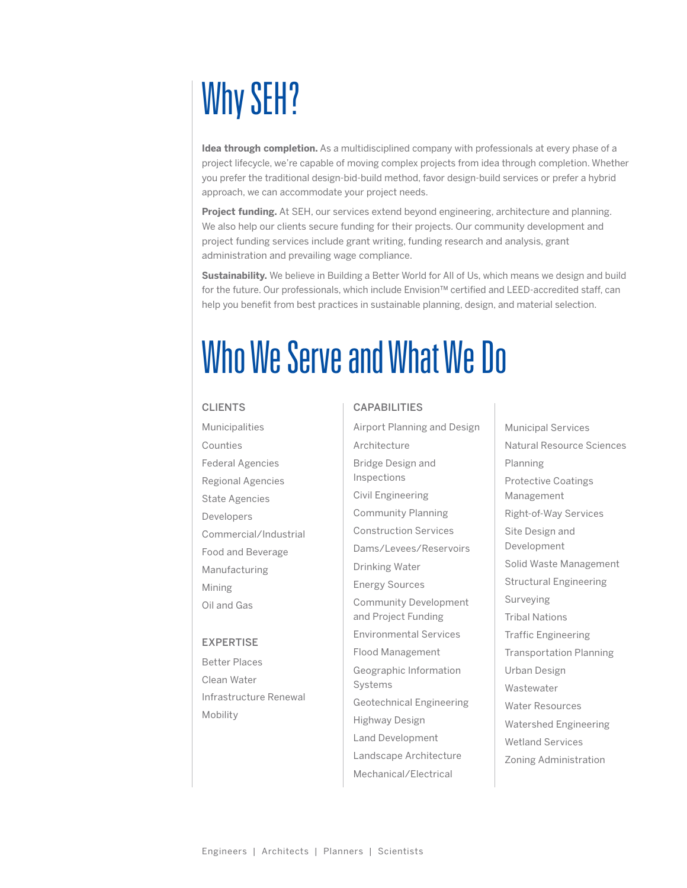# Why SEH?

**Idea through completion.** As a multidisciplined company with professionals at every phase of a project lifecycle, we're capable of moving complex projects from idea through completion. Whether you prefer the traditional design-bid-build method, favor design-build services or prefer a hybrid approach, we can accommodate your project needs.

**Project funding.** At SEH, our services extend beyond engineering, architecture and planning. We also help our clients secure funding for their projects. Our community development and project funding services include grant writing, funding research and analysis, grant administration and prevailing wage compliance.

**Sustainability.** We believe in Building a Better World for All of Us, which means we design and build for the future. Our professionals, which include Envision™ certified and LEED-accredited staff, can help you benefit from best practices in sustainable planning, design, and material selection.

# Who We Serve and What We Do

### CLIENTS

- Municipalities
- Counties
- Federal Agencies
- Regional Agencies
- State Agencies
- Developers
- Commercial/Industrial
- Food and Beverage
- Manufacturing
- Mining
- Oil and Gas

### EXPERTISE

- Better Places
- Clean Water
- Infrastructure Renewal
- Mobility

### CAPABILITIES

- Airport Planning and Design
- Architecture
- Bridge Design and Inspections
- Civil Engineering
- Community Planning
- Construction Services
- Dams/Levees/Reservoirs
- Drinking Water
- Energy Sources
- Community Development and Project Funding
- Environmental Services
- Flood Management
- Geographic Information Systems
- Geotechnical Engineering
- Highway Design
- Land Development
- Landscape Architecture
- Mechanical/Electrical
- Municipal Services
- Natural Resource Sciences
- Planning
- Protective Coatings Management
- Right-of-Way Services
- Site Design and Development
- Solid Waste Management
- Structural Engineering
- Surveying
- Tribal Nations
- Traffic Engineering
- Transportation Planning
- Urban Design
- Wastewater
- Water Resources
- Watershed Engineering
- Wetland Services
- Zoning Administration

Engineers | Architects | Planners | Scientists